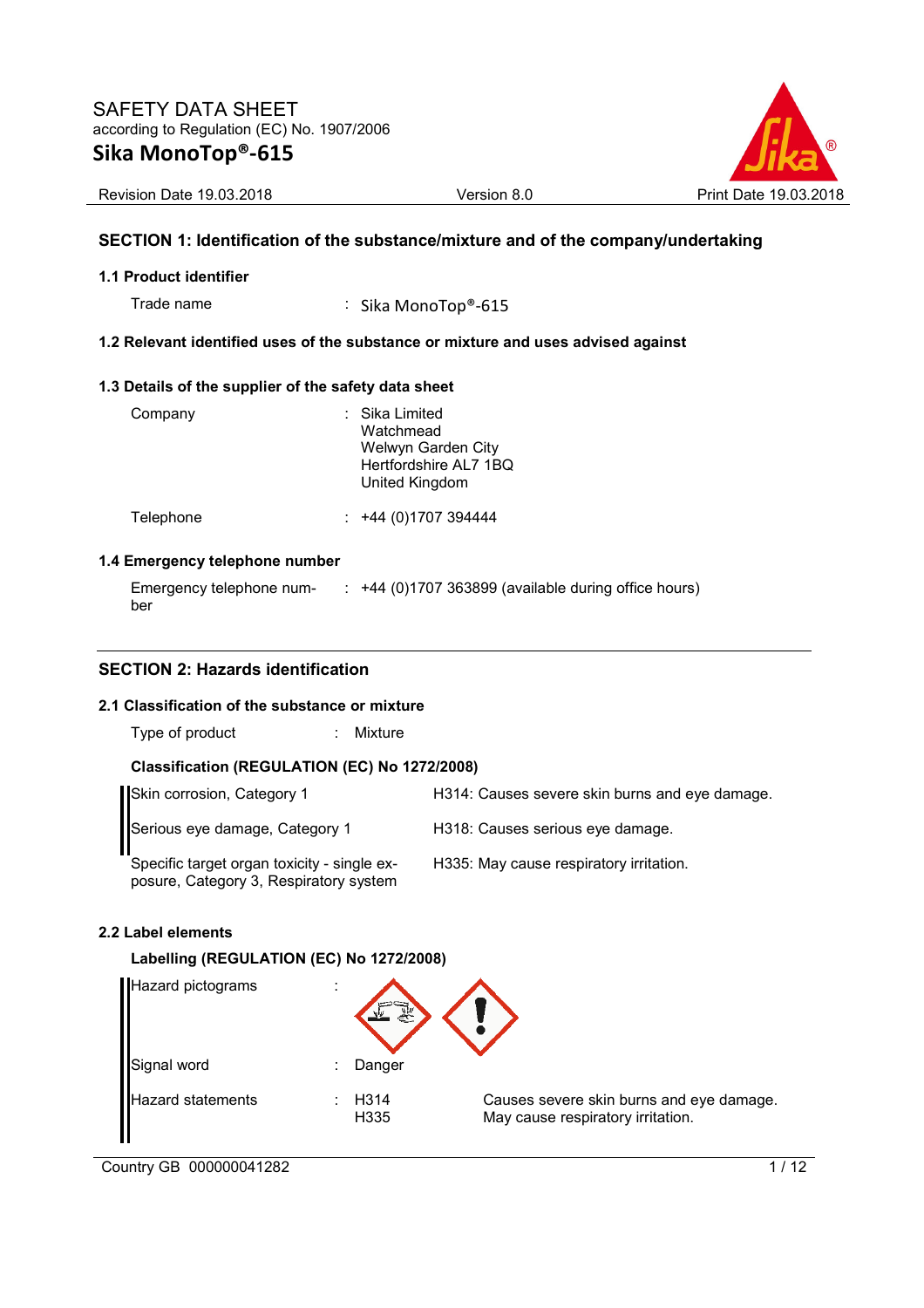SAFETY DATA SHEET

according to Regulation (EC) No. 1907/2006

# Sika MonoTop®-615

Revision Date 19.03.2018 | Version 8.0 | Print Date 19.03.2018

## SECTION 1: Identification of the substance/mixture and of the company/undertaking

### 1.1 Product identifier

Trade name : Sika MonoTop®-615

### 1.2 Relevant identified uses of the substance or mixture and uses advised against

### 1.3 Details of the supplier of the safety data sheet

Company : Sika Limited
Watchmead
Welwyn Garden City
Hertfordshire AL7 1BQ
United Kingdom

Telephone : +44 (0)1707 394444

### 1.4 Emergency telephone number

Emergency telephone number : +44 (0)1707 363899 (available during office hours)

## SECTION 2: Hazards identification

### 2.1 Classification of the substance or mixture

Type of product : Mixture

**Classification (REGULATION (EC) No 1272/2008)**

| | |
|---|---|
| Skin corrosion, Category 1 | H314: Causes severe skin burns and eye damage. |
| Serious eye damage, Category 1 | H318: Causes serious eye damage. |
| Specific target organ toxicity - single exposure, Category 3, Respiratory system | H335: May cause respiratory irritation. |

### 2.2 Label elements

**Labelling (REGULATION (EC) No 1272/2008)**

Hazard pictograms :

Signal word : Danger

Hazard statements : H314 Causes severe skin burns and eye damage.
H335 May cause respiratory irritation.

Country GB 000000041282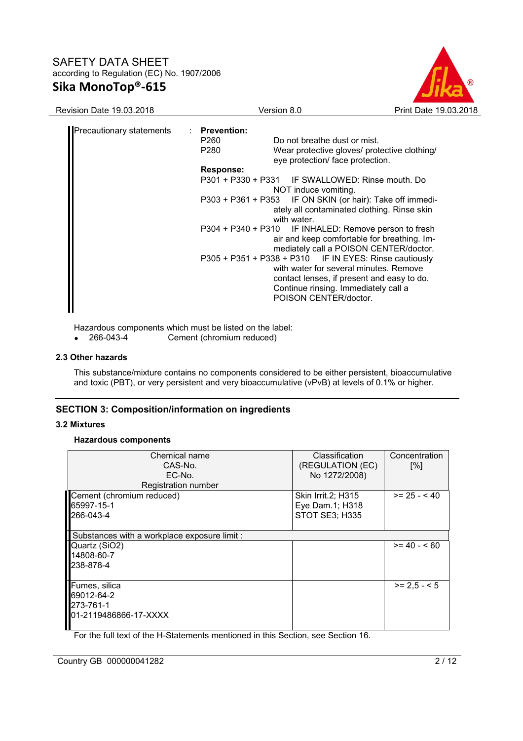Precautionary statements : **Prevention:**

P260 Do not breathe dust or mist.

P280 Wear protective gloves/ protective clothing/ eye protection/ face protection.

**Response:**

P301 + P330 + P331 IF SWALLOWED: Rinse mouth. Do NOT induce vomiting.

P303 + P361 + P353 IF ON SKIN (or hair): Take off immediately all contaminated clothing. Rinse skin with water.

P304 + P340 + P310 IF INHALED: Remove person to fresh air and keep comfortable for breathing. Immediately call a POISON CENTER/doctor.

P305 + P351 + P338 + P310 IF IN EYES: Rinse cautiously with water for several minutes. Remove contact lenses, if present and easy to do. Continue rinsing. Immediately call a POISON CENTER/doctor.

Hazardous components which must be listed on the label:

- 266-043-4 Cement (chromium reduced)

### 2.3 Other hazards

This substance/mixture contains no components considered to be either persistent, bioaccumulative and toxic (PBT), or very persistent and very bioaccumulative (vPvB) at levels of 0.1% or higher.

## SECTION 3: Composition/information on ingredients

### 3.2 Mixtures

**Hazardous components**

| Chemical name<br>CAS-No.<br>EC-No.<br>Registration number | Classification<br>(REGULATION (EC)<br>No 1272/2008) | Concentration<br>[%] |
|---|---|---|
| Cement (chromium reduced)<br>65997-15-1<br>266-043-4 | Skin Irrit.2; H315<br>Eye Dam.1; H318<br>STOT SE3; H335 | >= 25 - < 40 |
| Substances with a workplace exposure limit : | | |
| Quartz ($SiO_2$)<br>14808-60-7<br>238-878-4 | | >= 40 - < 60 |
| Fumes, silica<br>69012-64-2<br>273-761-1<br>01-2119486866-17-XXXX | | >= 2,5 - < 5 |

For the full text of the H-Statements mentioned in this Section, see Section 16.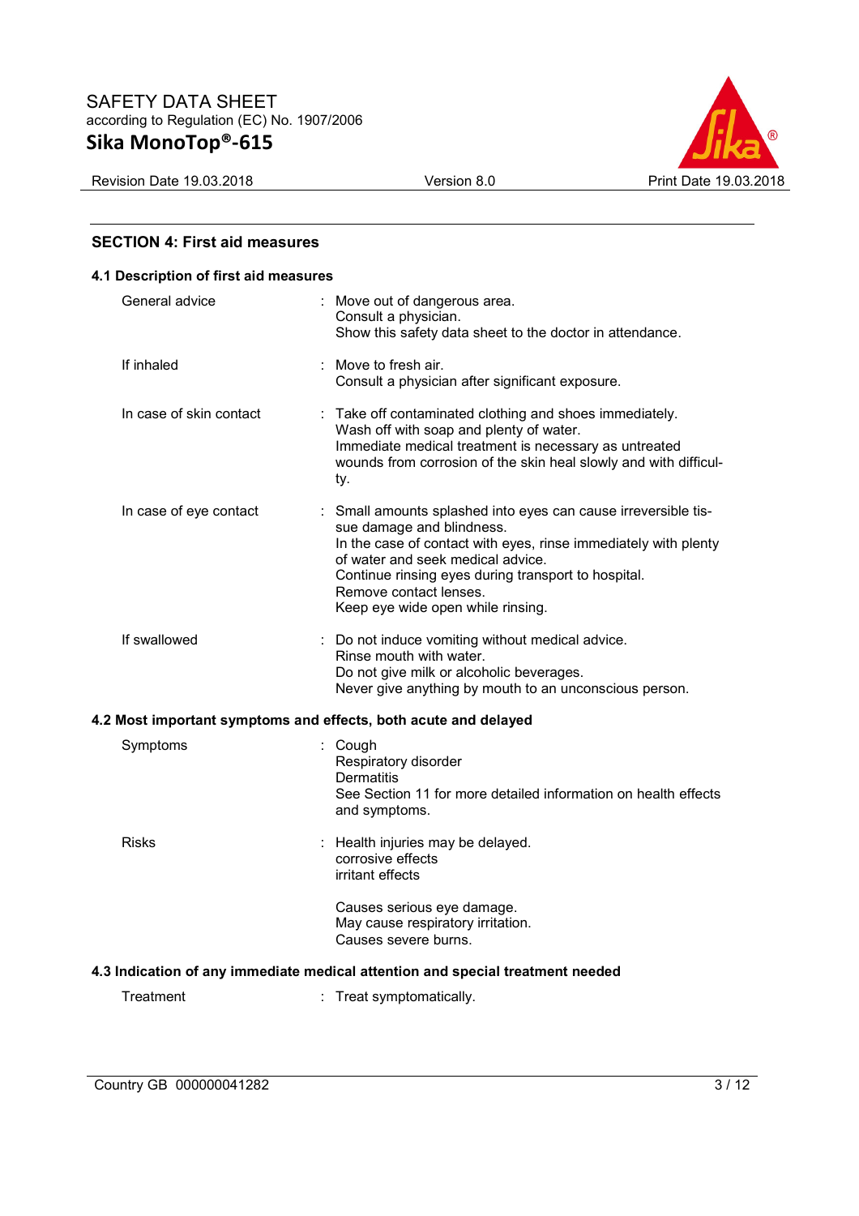## SECTION 4: First aid measures

### 4.1 Description of first aid measures

| | |
|---|---|
| General advice | : Move out of dangerous area.<br>Consult a physician.<br>Show this safety data sheet to the doctor in attendance. |
| If inhaled | : Move to fresh air.<br>Consult a physician after significant exposure. |
| In case of skin contact | : Take off contaminated clothing and shoes immediately.<br>Wash off with soap and plenty of water.<br>Immediate medical treatment is necessary as untreated wounds from corrosion of the skin heal slowly and with difficulty. |
| In case of eye contact | : Small amounts splashed into eyes can cause irreversible tissue damage and blindness.<br>In the case of contact with eyes, rinse immediately with plenty of water and seek medical advice.<br>Continue rinsing eyes during transport to hospital.<br>Remove contact lenses.<br>Keep eye wide open while rinsing. |
| If swallowed | : Do not induce vomiting without medical advice.<br>Rinse mouth with water.<br>Do not give milk or alcoholic beverages.<br>Never give anything by mouth to an unconscious person. |

### 4.2 Most important symptoms and effects, both acute and delayed

| | |
|---|---|
| Symptoms | : Cough<br>Respiratory disorder<br>Dermatitis<br>See Section 11 for more detailed information on health effects and symptoms. |
| Risks | : Health injuries may be delayed.<br>corrosive effects<br>irritant effects<br><br>Causes serious eye damage.<br>May cause respiratory irritation.<br>Causes severe burns. |

### 4.3 Indication of any immediate medical attention and special treatment needed

| | |
|---|---|
| Treatment | : Treat symptomatically. |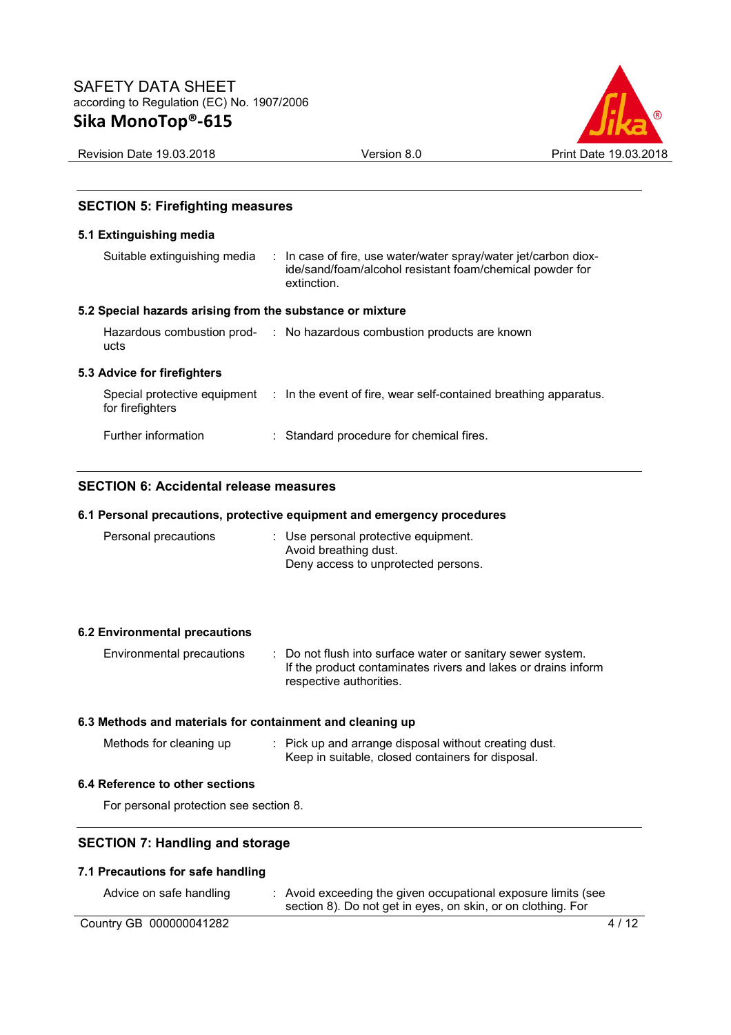## SECTION 5: Firefighting measures

### 5.1 Extinguishing media

| | |
|---|---|
| Suitable extinguishing media | In case of fire, use water/water spray/water jet/carbon dioxide/sand/foam/alcohol resistant foam/chemical powder for extinction. |

### 5.2 Special hazards arising from the substance or mixture

| | |
|---|---|
| Hazardous combustion products | No hazardous combustion products are known |

### 5.3 Advice for firefighters

| | |
|---|---|
| Special protective equipment for firefighters | In the event of fire, wear self-contained breathing apparatus. |
| Further information | Standard procedure for chemical fires. |

## SECTION 6: Accidental release measures

### 6.1 Personal precautions, protective equipment and emergency procedures

| | |
|---|---|
| Personal precautions | Use personal protective equipment.<br>Avoid breathing dust.<br>Deny access to unprotected persons. |

### 6.2 Environmental precautions

| | |
|---|---|
| Environmental precautions | Do not flush into surface water or sanitary sewer system.<br>If the product contaminates rivers and lakes or drains inform respective authorities. |

### 6.3 Methods and materials for containment and cleaning up

| | |
|---|---|
| Methods for cleaning up | Pick up and arrange disposal without creating dust.<br>Keep in suitable, closed containers for disposal. |

### 6.4 Reference to other sections

For personal protection see section 8.

## SECTION 7: Handling and storage

### 7.1 Precautions for safe handling

| | |
|---|---|
| Advice on safe handling | Avoid exceeding the given occupational exposure limits (see section 8). Do not get in eyes, on skin, or on clothing. For |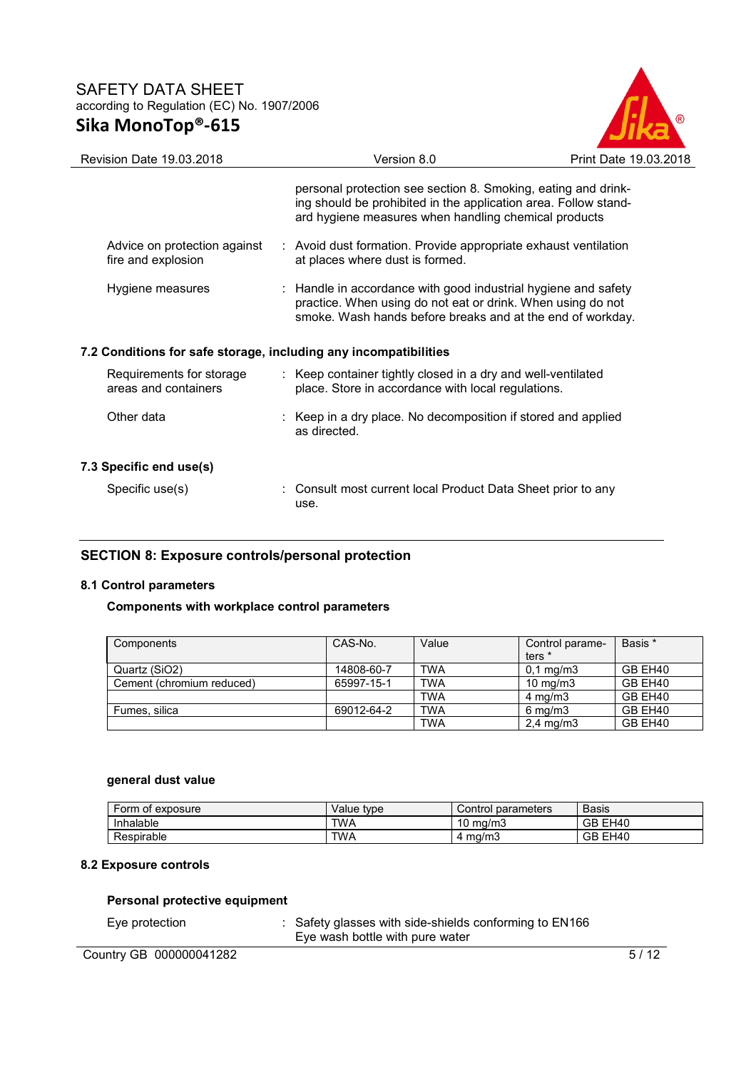personal protection see section 8. Smoking, eating and drinking should be prohibited in the application area. Follow standard hygiene measures when handling chemical products

Advice on protection against fire and explosion : Avoid dust formation. Provide appropriate exhaust ventilation at places where dust is formed.

Hygiene measures : Handle in accordance with good industrial hygiene and safety practice. When using do not eat or drink. When using do not smoke. Wash hands before breaks and at the end of workday.

### 7.2 Conditions for safe storage, including any incompatibilities

Requirements for storage areas and containers : Keep container tightly closed in a dry and well-ventilated place. Store in accordance with local regulations.

Other data : Keep in a dry place. No decomposition if stored and applied as directed.

### 7.3 Specific end use(s)

Specific use(s) : Consult most current local Product Data Sheet prior to any use.

## SECTION 8: Exposure controls/personal protection

### 8.1 Control parameters

**Components with workplace control parameters**

| Components | CAS-No. | Value | Control parameters * | Basis * |
|---|---|---|---|---|
| Quartz (SiO2) | 14808-60-7 | TWA | 0,1 mg/m3 | GB EH40 |
| Cement (chromium reduced) | 65997-15-1 | TWA | 10 mg/m3 | GB EH40 |
| | | TWA | 4 mg/m3 | GB EH40 |
| Fumes, silica | 69012-64-2 | TWA | 6 mg/m3 | GB EH40 |
| | | TWA | 2,4 mg/m3 | GB EH40 |

**general dust value**

| Form of exposure | Value type | Control parameters | Basis |
|---|---|---|---|
| Inhalable | TWA | 10 mg/m3 | GB EH40 |
| Respirable | TWA | 4 mg/m3 | GB EH40 |

### 8.2 Exposure controls

**Personal protective equipment**

Eye protection : Safety glasses with side-shields conforming to EN166
Eye wash bottle with pure water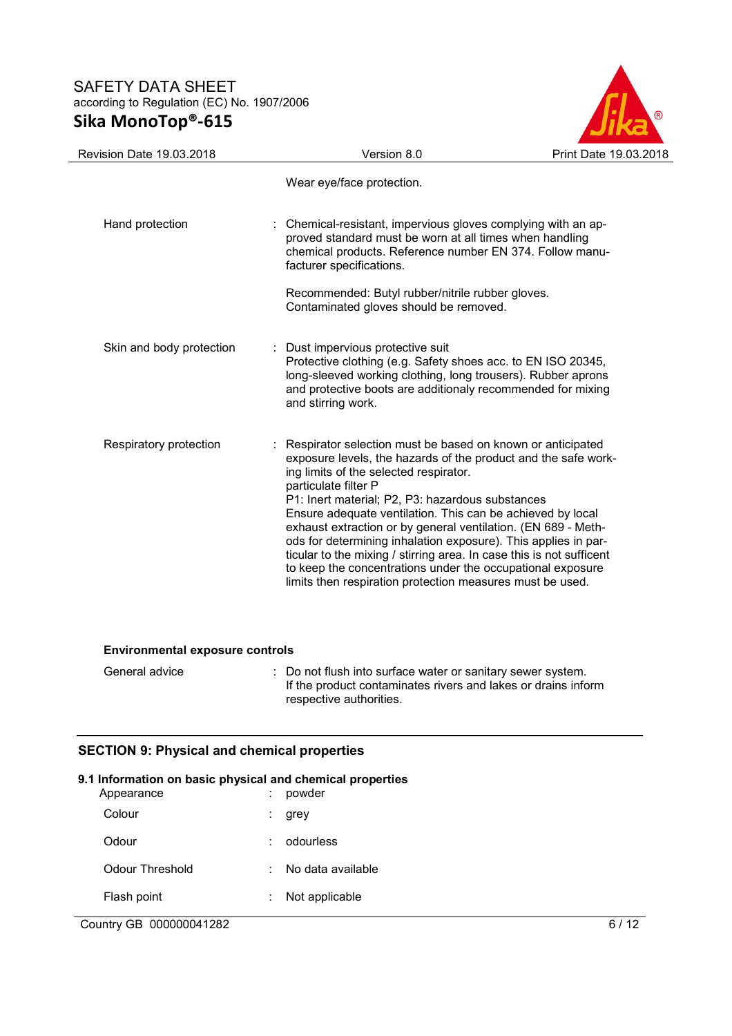Wear eye/face protection.

| | | |
|---|---|---|
| Hand protection | : | Chemical-resistant, impervious gloves complying with an approved standard must be worn at all times when handling chemical products. Reference number EN 374. Follow manufacturer specifications.<br><br>Recommended: Butyl rubber/nitrile rubber gloves.<br>Contaminated gloves should be removed. |
| Skin and body protection | : | Dust impervious protective suit<br>Protective clothing (e.g. Safety shoes acc. to EN ISO 20345, long-sleeved working clothing, long trousers). Rubber aprons and protective boots are additionaly recommended for mixing and stirring work. |
| Respiratory protection | : | Respirator selection must be based on known or anticipated exposure levels, the hazards of the product and the safe working limits of the selected respirator.<br>particulate filter P<br>P1: Inert material; P2, P3: hazardous substances<br>Ensure adequate ventilation. This can be achieved by local exhaust extraction or by general ventilation. (EN 689 - Methods for determining inhalation exposure). This applies in particular to the mixing / stirring area. In case this is not sufficent to keep the concentrations under the occupational exposure limits then respiration protection measures must be used. |

**Environmental exposure controls**

| | | |
|---|---|---|
| General advice | : | Do not flush into surface water or sanitary sewer system.<br>If the product contaminates rivers and lakes or drains inform respective authorities. |

## SECTION 9: Physical and chemical properties

### 9.1 Information on basic and chemical properties

| | | |
|---|---|---|
| Appearance | : | powder |
| Colour | : | grey |
| Odour | : | odourless |
| Odour Threshold | : | No data available |
| Flash point | : | Not applicable |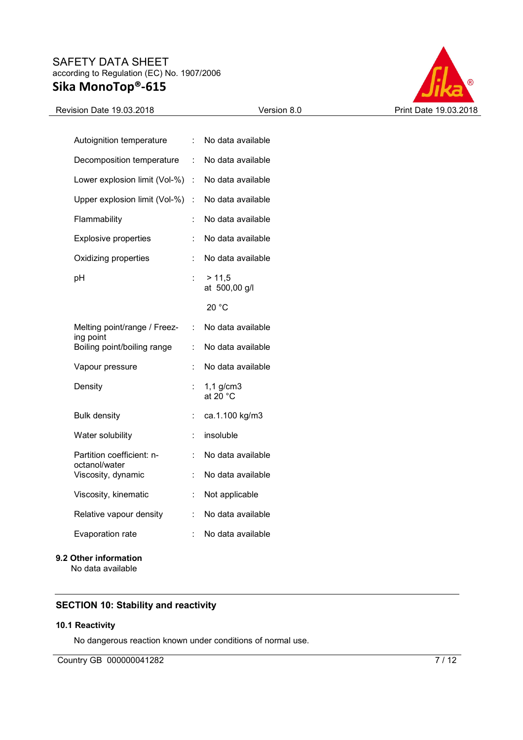| Property | | Value |
|---|---|---|
| Autoignition temperature | : | No data available |
| Decomposition temperature | : | No data available |
| Lower explosion limit (Vol-%) | : | No data available |
| Upper explosion limit (Vol-%) | : | No data available |
| Flammability | : | No data available |
| Explosive properties | : | No data available |
| Oxidizing properties | : | No data available |
| pH | : | > 11,5<br>at 500,00 g/l<br>20 °C |
| Melting point/range / Freezing point | : | No data available |
| Boiling point/boiling range | : | No data available |
| Vapour pressure | : | No data available |
| Density | : | 1,1 g/cm3<br>at 20 °C |
| Bulk density | : | ca.1.100 kg/m3 |
| Water solubility | : | insoluble |
| Partition coefficient: n-octanol/water | : | No data available |
| Viscosity, dynamic | : | No data available |
| Viscosity, kinematic | : | Not applicable |
| Relative vapour density | : | No data available |
| Evaporation rate | : | No data available |

### 9.2 Other information

No data available

## SECTION 10: Stability and reactivity

### 10.1 Reactivity

No dangerous reaction known under conditions of normal use.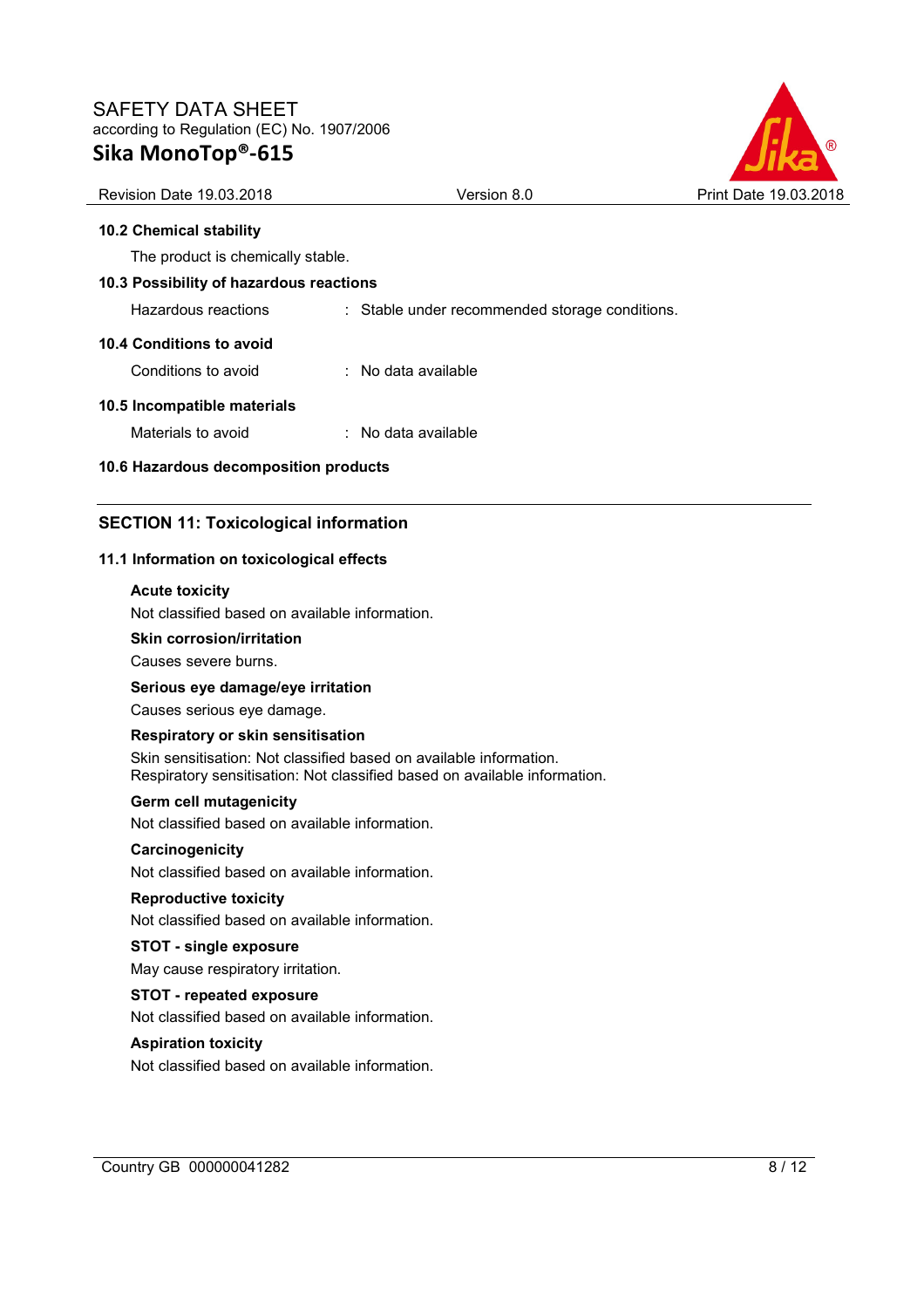**10.2 Chemical stability**

The product is chemically stable.

**10.3 Possibility of hazardous reactions**

Hazardous reactions : Stable under recommended storage conditions.

**10.4 Conditions to avoid**

Conditions to avoid : No data available

**10.5 Incompatible materials**

Materials to avoid : No data available

**10.6 Hazardous decomposition products**

---

## SECTION 11: Toxicological information

### 11.1 Information on toxicological effects

**Acute toxicity**

Not classified based on available information.

**Skin corrosion/irritation**

Causes severe burns.

**Serious eye damage/eye irritation**

Causes serious eye damage.

**Respiratory or skin sensitisation**

Skin sensitisation: Not classified based on available information.
Respiratory sensitisation: Not classified based on available information.

**Germ cell mutagenicity**

Not classified based on available information.

**Carcinogenicity**

Not classified based on available information.

**Reproductive toxicity**

Not classified based on available information.

**STOT - single exposure**

May cause respiratory irritation.

**STOT - repeated exposure**

Not classified based on available information.

**Aspiration toxicity**

Not classified based on available information.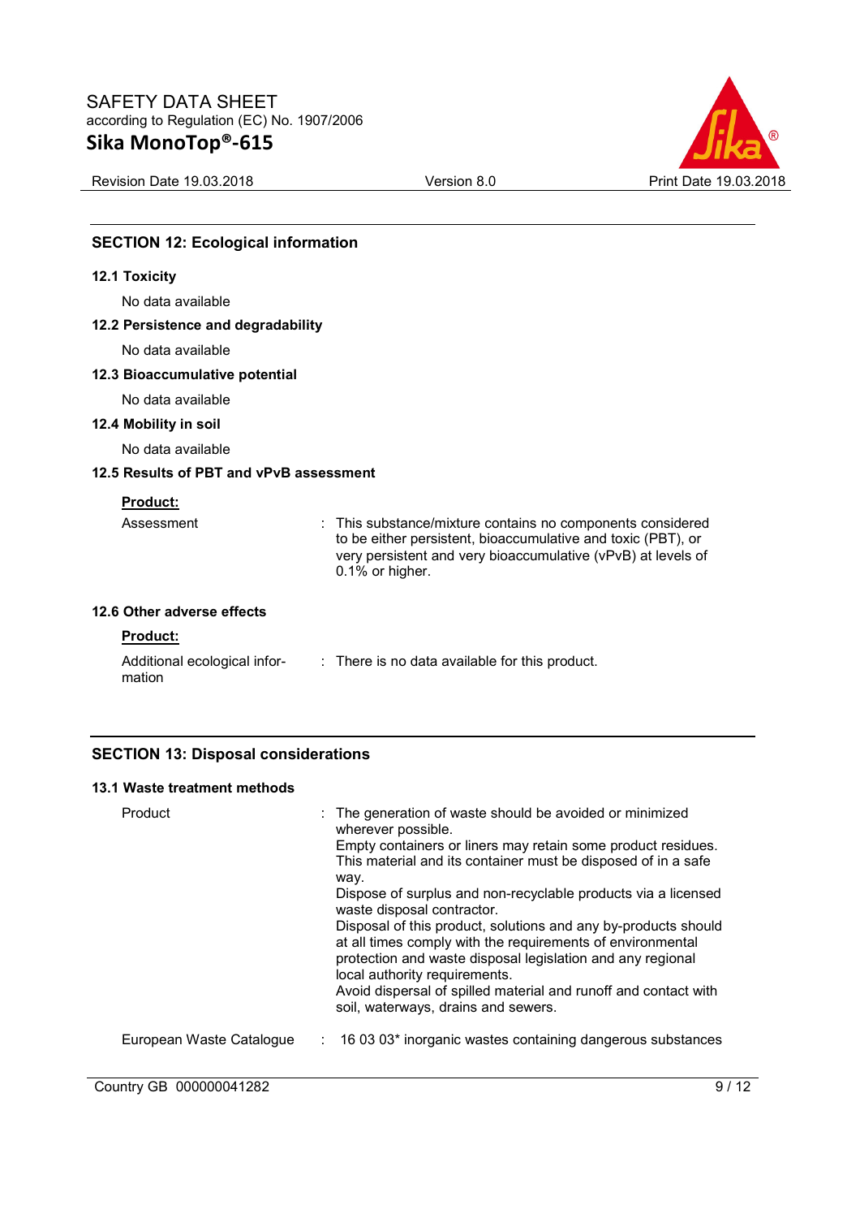## SECTION 12: Ecological information

### 12.1 Toxicity

No data available

### 12.2 Persistence and degradability

No data available

### 12.3 Bioaccumulative potential

No data available

### 12.4 Mobility in soil

No data available

### 12.5 Results of PBT and vPvB assessment

**Product:**

| | |
|---|---|
| Assessment | : This substance/mixture contains no components considered to be either persistent, bioaccumulative and toxic (PBT), or very persistent and very bioaccumulative (vPvB) at levels of 0.1% or higher. |

### 12.6 Other adverse effects

**Product:**

| | |
|---|---|
| Additional ecological information | : There is no data available for this product. |

## SECTION 13: Disposal considerations

### 13.1 Waste treatment methods

| | |
|---|---|
| Product | : The generation of waste should be avoided or minimized wherever possible. Empty containers or liners may retain some product residues. This material and its container must be disposed of in a safe way. Dispose of surplus and non-recyclable products via a licensed waste disposal contractor. Disposal of this product, solutions and any by-products should at all times comply with the requirements of environmental protection and waste disposal legislation and any regional local authority requirements. Avoid dispersal of spilled material and runoff and contact with soil, waterways, drains and sewers. |
| European Waste Catalogue | : 16 03 03* inorganic wastes containing dangerous substances |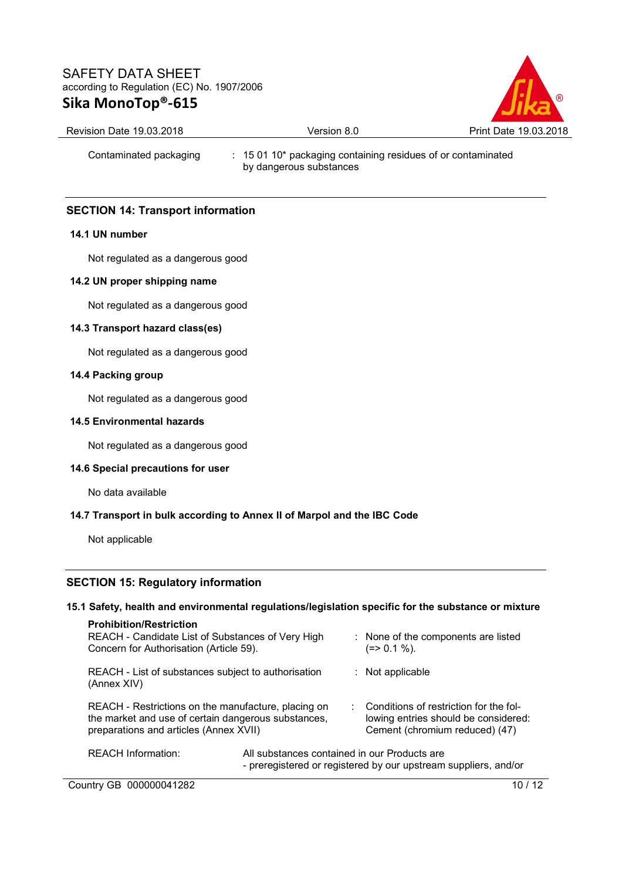| | |
|---|---|
| Contaminated packaging | : 15 01 10* packaging containing residues of or contaminated by dangerous substances |

## SECTION 14: Transport information

### 14.1 UN number

Not regulated as a dangerous good

### 14.2 UN proper shipping name

Not regulated as a dangerous good

### 14.3 Transport hazard class(es)

Not regulated as a dangerous good

### 14.4 Packing group

Not regulated as a dangerous good

### 14.5 Environmental hazards

Not regulated as a dangerous good

### 14.6 Special precautions for user

No data available

### 14.7 Transport in bulk according to Annex II of Marpol and the IBC Code

Not applicable

## SECTION 15: Regulatory information

### 15.1 Safety, health and environmental regulations/legislation specific for the substance or mixture

**Prohibition/Restriction**

| | |
|---|---|
| REACH - Candidate List of Substances of Very High Concern for Authorisation (Article 59). | : None of the components are listed (=> 0.1 %). |
| REACH - List of substances subject to authorisation (Annex XIV) | : Not applicable |
| REACH - Restrictions on the manufacture, placing on the market and use of certain dangerous substances, preparations and articles (Annex XVII) | : Conditions of restriction for the following entries should be considered: Cement (chromium reduced) (47) |

REACH Information: All substances contained in our Products are
- preregistered or registered by our upstream suppliers, and/or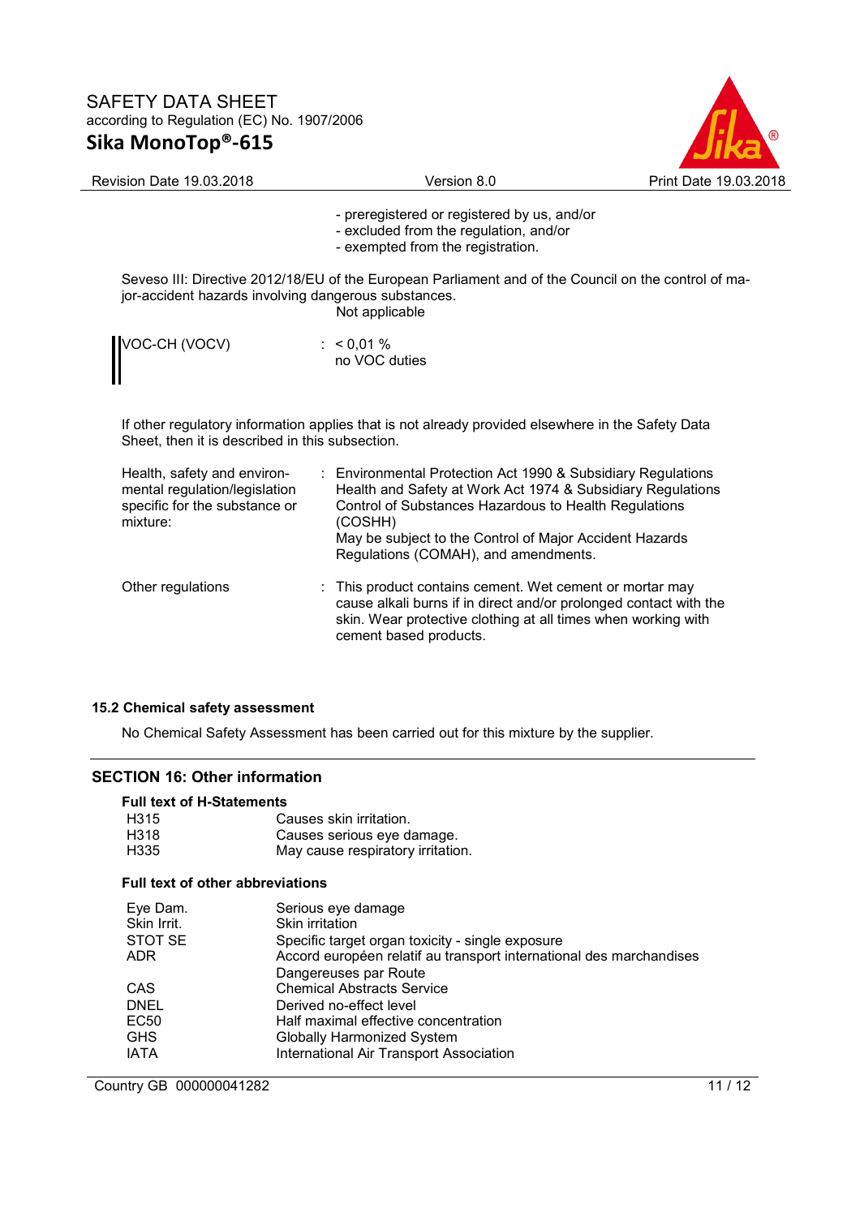- preregistered or registered by us, and/or
- excluded from the regulation, and/or
- exempted from the registration.

Seveso III: Directive 2012/18/EU of the European Parliament and of the Council on the control of major-accident hazards involving dangerous substances.

Not applicable

| | |
|---|---|
| VOC-CH (VOCV) | : < 0,01 %<br>no VOC duties |

If other regulatory information applies that is not already provided elsewhere in the Safety Data Sheet, then it is described in this subsection.

| | |
|---|---|
| Health, safety and environmental regulation/legislation specific for the substance or mixture: | : Environmental Protection Act 1990 & Subsidiary Regulations<br>Health and Safety at Work Act 1974 & Subsidiary Regulations<br>Control of Substances Hazardous to Health Regulations (COSHH)<br>May be subject to the Control of Major Accident Hazards Regulations (COMAH), and amendments. |
| Other regulations | : This product contains cement. Wet cement or mortar may cause alkali burns if in direct and/or prolonged contact with the skin. Wear protective clothing at all times when working with cement based products. |

### 15.2 Chemical safety assessment

No Chemical Safety Assessment has been carried out for this mixture by the supplier.

## SECTION 16: Other information

**Full text of H-Statements**

| | |
|---|---|
| H315 | Causes skin irritation. |
| H318 | Causes serious eye damage. |
| H335 | May cause respiratory irritation. |

**Full text of other abbreviations**

| | |
|---|---|
| Eye Dam. | Serious eye damage |
| Skin Irrit. | Skin irritation |
| STOT SE | Specific target organ toxicity - single exposure |
| ADR | Accord européen relatif au transport international des marchandises Dangereuses par Route |
| CAS | Chemical Abstracts Service |
| DNEL | Derived no-effect level |
| EC50 | Half maximal effective concentration |
| GHS | Globally Harmonized System |
| IATA | International Air Transport Association |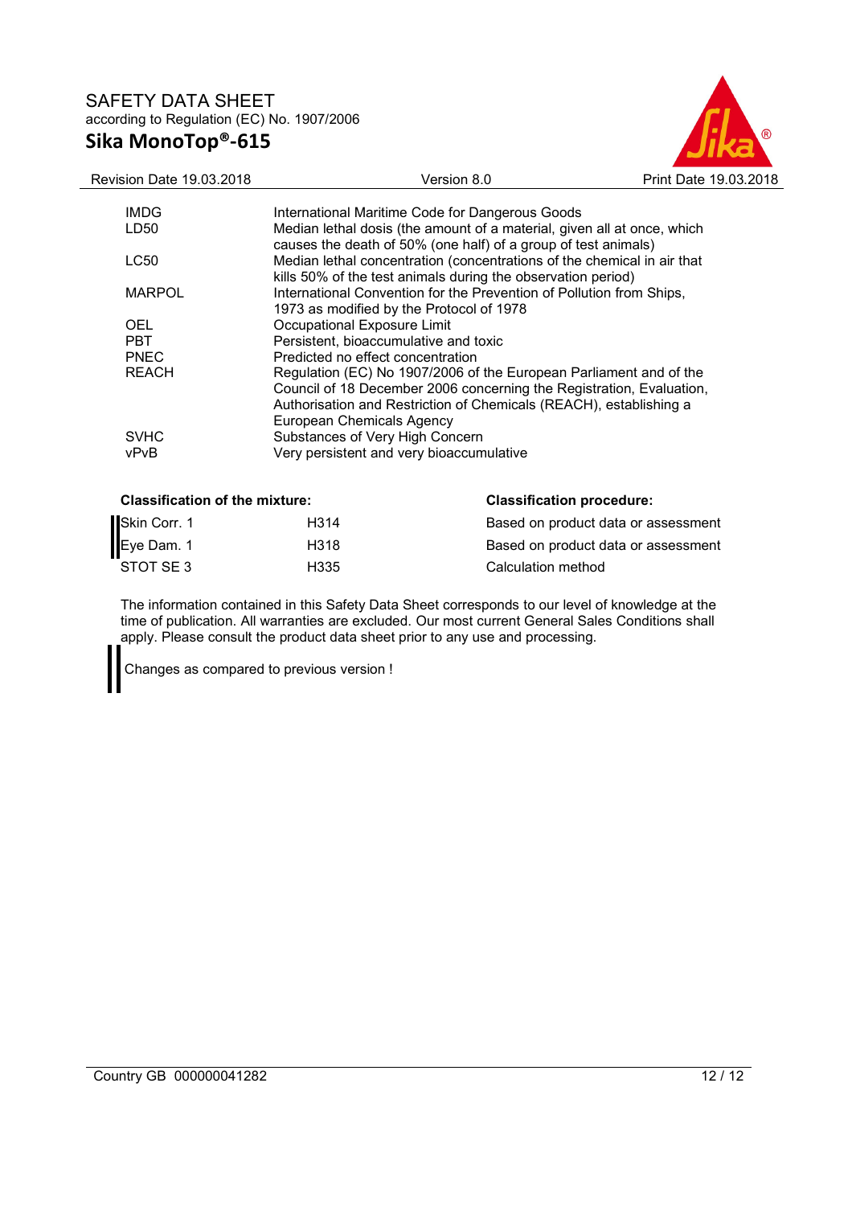| | |
|---|---|
| IMDG | International Maritime Code for Dangerous Goods |
| LD50 | Median lethal dosis (the amount of a material, given all at once, which causes the death of 50% (one half) of a group of test animals) |
| LC50 | Median lethal concentration (concentrations of the chemical in air that kills 50% of the test animals during the observation period) |
| MARPOL | International Convention for the Prevention of Pollution from Ships, 1973 as modified by the Protocol of 1978 |
| OEL | Occupational Exposure Limit |
| PBT | Persistent, bioaccumulative and toxic |
| PNEC | Predicted no effect concentration |
| REACH | Regulation (EC) No 1907/2006 of the European Parliament and of the Council of 18 December 2006 concerning the Registration, Evaluation, Authorisation and Restriction of Chemicals (REACH), establishing a European Chemicals Agency |
| SVHC | Substances of Very High Concern |
| vPvB | Very persistent and very bioaccumulative |

| **Classification of the mixture:** | | **Classification procedure:** |
|---|---|---|
| Skin Corr. 1 | H314 | Based on product data or assessment |
| Eye Dam. 1 | H318 | Based on product data or assessment |
| STOT SE 3 | H335 | Calculation method |

The information contained in this Safety Data Sheet corresponds to our level of knowledge at the time of publication. All warranties are excluded. Our most current General Sales Conditions shall apply. Please consult the product data sheet prior to any use and processing.

Changes as compared to previous version !